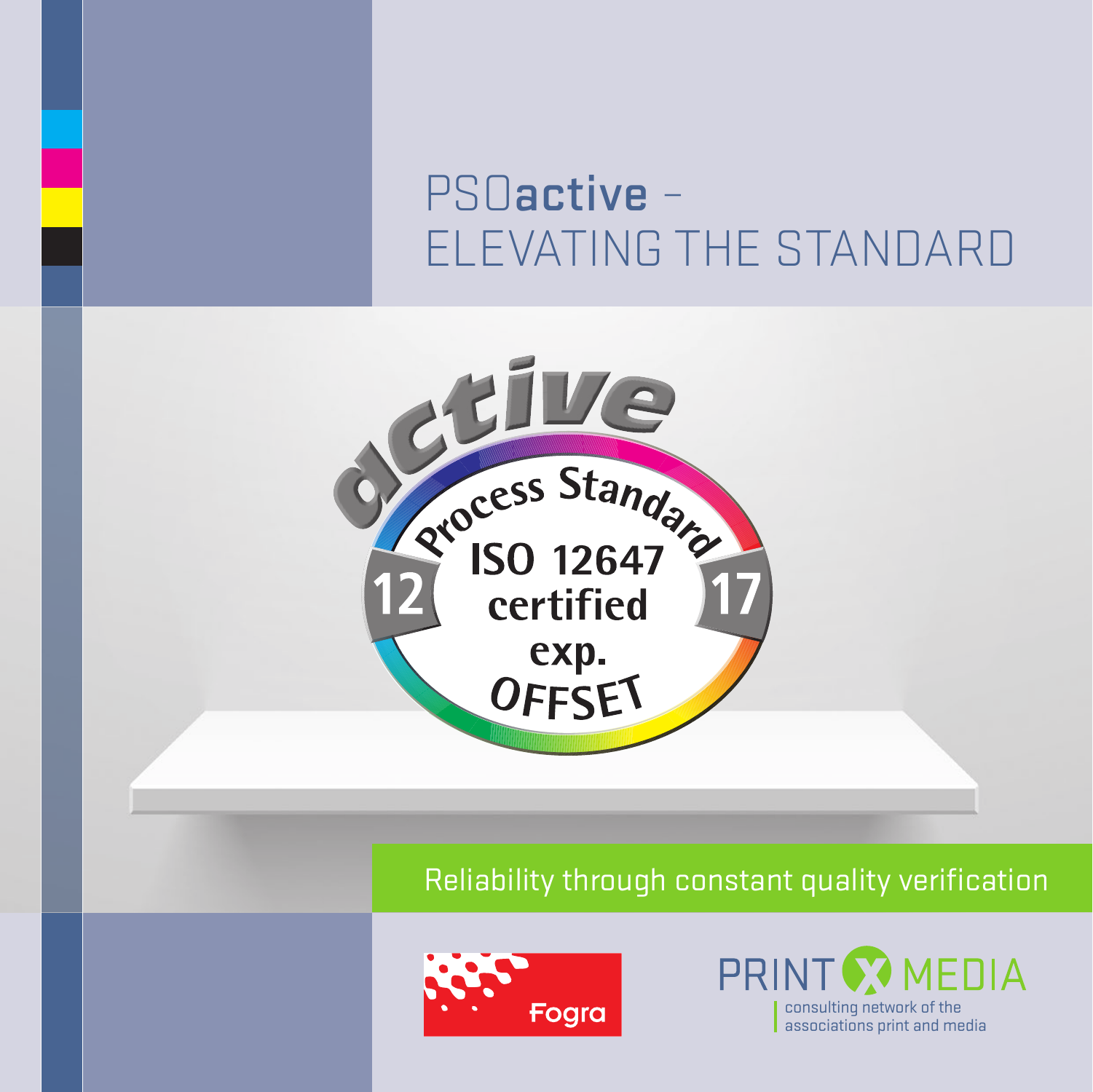# PSO**active** – ELEVATING THE STANDARD

active

Process Standard

12

ISO 12647
certified
exp.
OFFSET

17

Reliability through constant quality verification

Fogra

PRINT MEDIA

consulting network of the associations print and media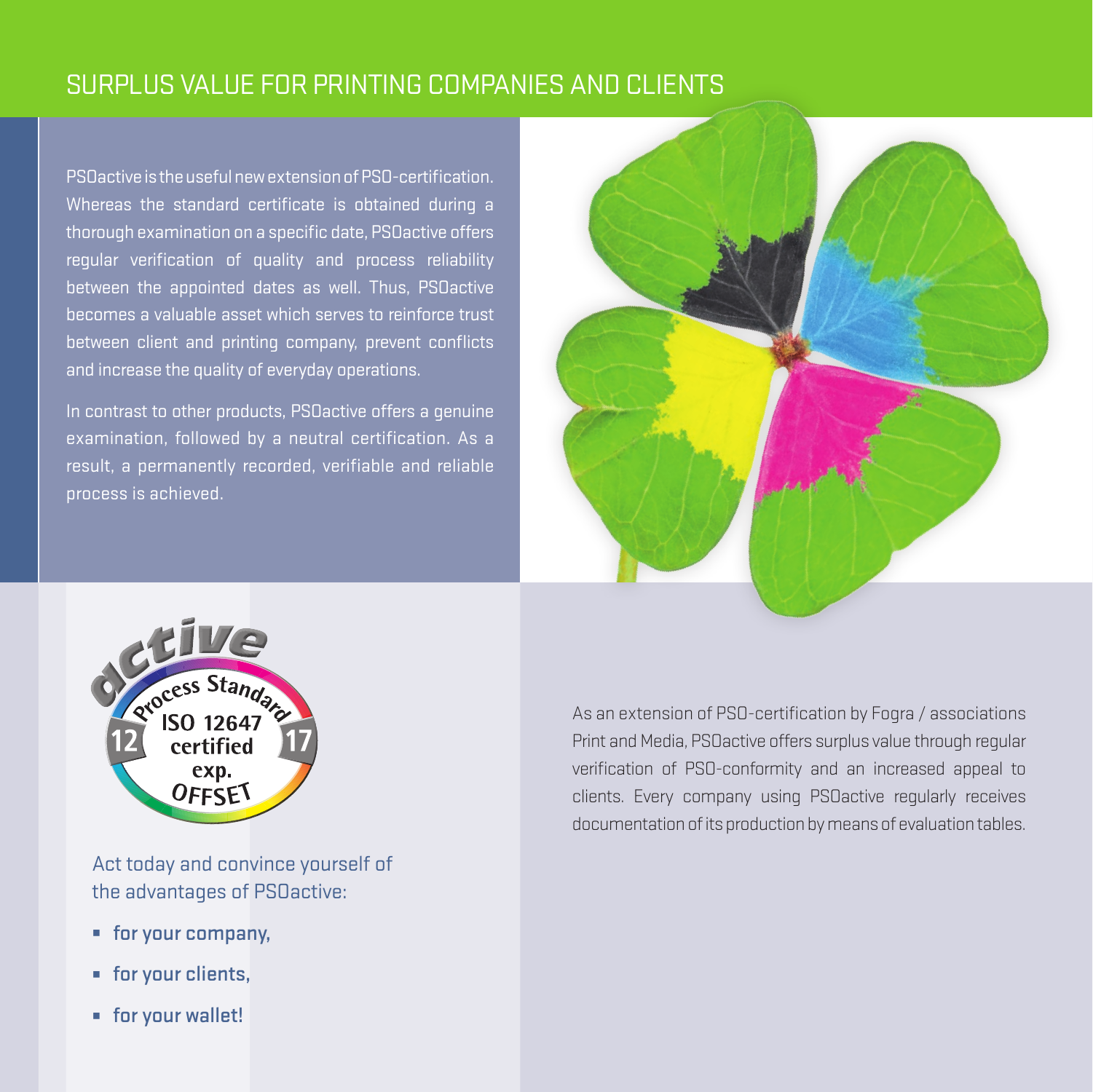# SURPLUS VALUE FOR PRINTING COMPANIES AND CLIENTS

PSOactive is the useful new extension of PSO-certification. Whereas the standard certificate is obtained during a thorough examination on a specific date, PSOactive offers regular verification of quality and process reliability between the appointed dates as well. Thus, PSOactive becomes a valuable asset which serves to reinforce trust between client and printing company, prevent conflicts and increase the quality of everyday operations.

In contrast to other products, PSOactive offers a genuine examination, followed by a neutral certification. As a result, a permanently recorded, verifiable and reliable process is achieved.

As an extension of PSO-certification by Fogra / associations Print and Media, PSOactive offers surplus value through regular verification of PSO-conformity and an increased appeal to clients. Every company using PSOactive regularly receives documentation of its production by means of evaluation tables.

Act today and convince yourself of the advantages of PSOactive:

- **for your company,**
- **for your clients,**
- **for your wallet!**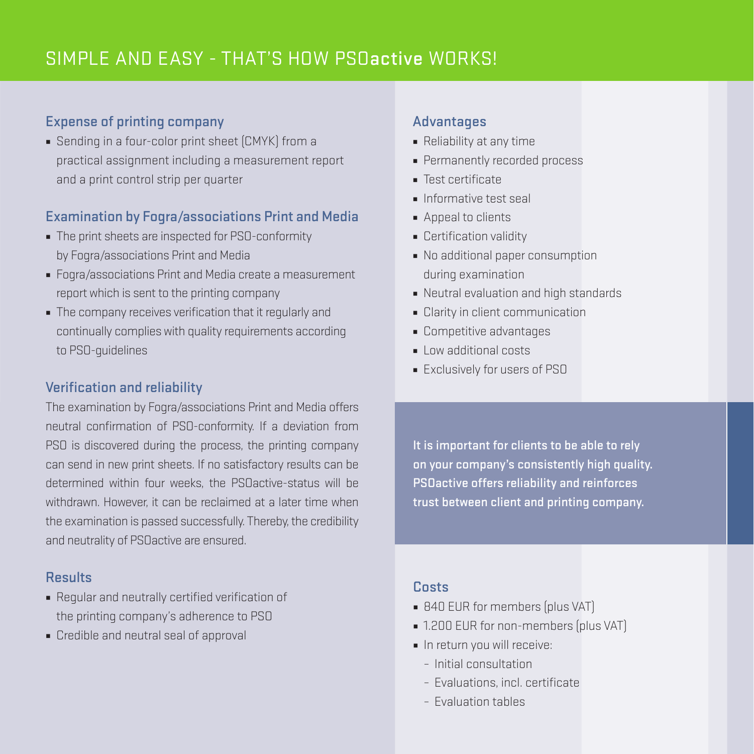# SIMPLE AND EASY - THAT'S HOW PSO**active** WORKS!

### Expense of printing company

- Sending in a four-color print sheet (CMYK) from a practical assignment including a measurement report and a print control strip per quarter

### Examination by Fogra/associations Print and Media

- The print sheets are inspected for PSO-conformity by Fogra/associations Print and Media
- Fogra/associations Print and Media create a measurement report which is sent to the printing company
- The company receives verification that it regularly and continually complies with quality requirements according to PSO-guidelines

### Verification and reliability

The examination by Fogra/associations Print and Media offers neutral confirmation of PSO-conformity. If a deviation from PSO is discovered during the process, the printing company can send in new print sheets. If no satisfactory results can be determined within four weeks, the PSOactive-status will be withdrawn. However, it can be reclaimed at a later time when the examination is passed successfully. Thereby, the credibility and neutrality of PSOactive are ensured.

### Results

- Regular and neutrally certified verification of the printing company's adherence to PSO
- Credible and neutral seal of approval

### Advantages

- Reliability at any time
- Permanently recorded process
- Test certificate
- Informative test seal
- Appeal to clients
- Certification validity
- No additional paper consumption during examination
- Neutral evaluation and high standards
- Clarity in client communication
- Competitive advantages
- Low additional costs
- Exclusively for users of PSO

**It is important for clients to be able to rely on your company's consistently high quality. PSOactive offers reliability and reinforces trust between client and printing company.**

### Costs

- 840 EUR for members (plus VAT)
- 1.200 EUR for non-members (plus VAT)
- In return you will receive:
  - Initial consultation
  - Evaluations, incl. certificate
  - Evaluation tables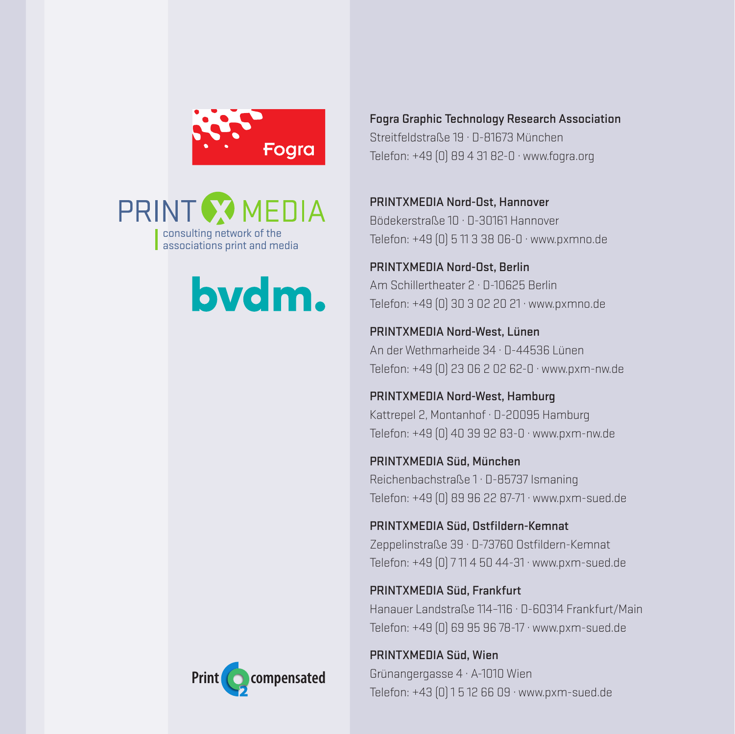Fogra

PRINT X MEDIA

consulting network of the associations print and media

bvdm.

Print O2 compensated

**Fogra Graphic Technology Research Association**
Streitfeldstraße 19 · D-81673 München
Telefon: +49 (0) 89 4 31 82-0 · www.fogra.org

**PRINTXMEDIA Nord-Ost, Hannover**
Bödekerstraße 10 · D-30161 Hannover
Telefon: +49 (0) 5 11 3 38 06-0 · www.pxmno.de

**PRINTXMEDIA Nord-Ost, Berlin**
Am Schillertheater 2 · D-10625 Berlin
Telefon: +49 (0) 30 3 02 20 21 · www.pxmno.de

**PRINTXMEDIA Nord-West, Lünen**
An der Wethmarheide 34 · D-44536 Lünen
Telefon: +49 (0) 23 06 2 02 62-0 · www.pxm-nw.de

**PRINTXMEDIA Nord-West, Hamburg**
Kattrepel 2, Montanhof · D-20095 Hamburg
Telefon: +49 (0) 40 39 92 83-0 · www.pxm-nw.de

**PRINTXMEDIA Süd, München**
Reichenbachstraße 1 · D-85737 Ismaning
Telefon: +49 (0) 89 96 22 87-71 · www.pxm-sued.de

**PRINTXMEDIA Süd, Ostfildern-Kemnat**
Zeppelinstraße 39 · D-73760 Ostfildern-Kemnat
Telefon: +49 (0) 7 11 4 50 44-31 · www.pxm-sued.de

**PRINTXMEDIA Süd, Frankfurt**
Hanauer Landstraße 114–116 · D-60314 Frankfurt/Main
Telefon: +49 (0) 69 95 96 78-17 · www.pxm-sued.de

**PRINTXMEDIA Süd, Wien**
Grünangergasse 4 · A-1010 Wien
Telefon: +43 (0) 1 5 12 66 09 · www.pxm-sued.de